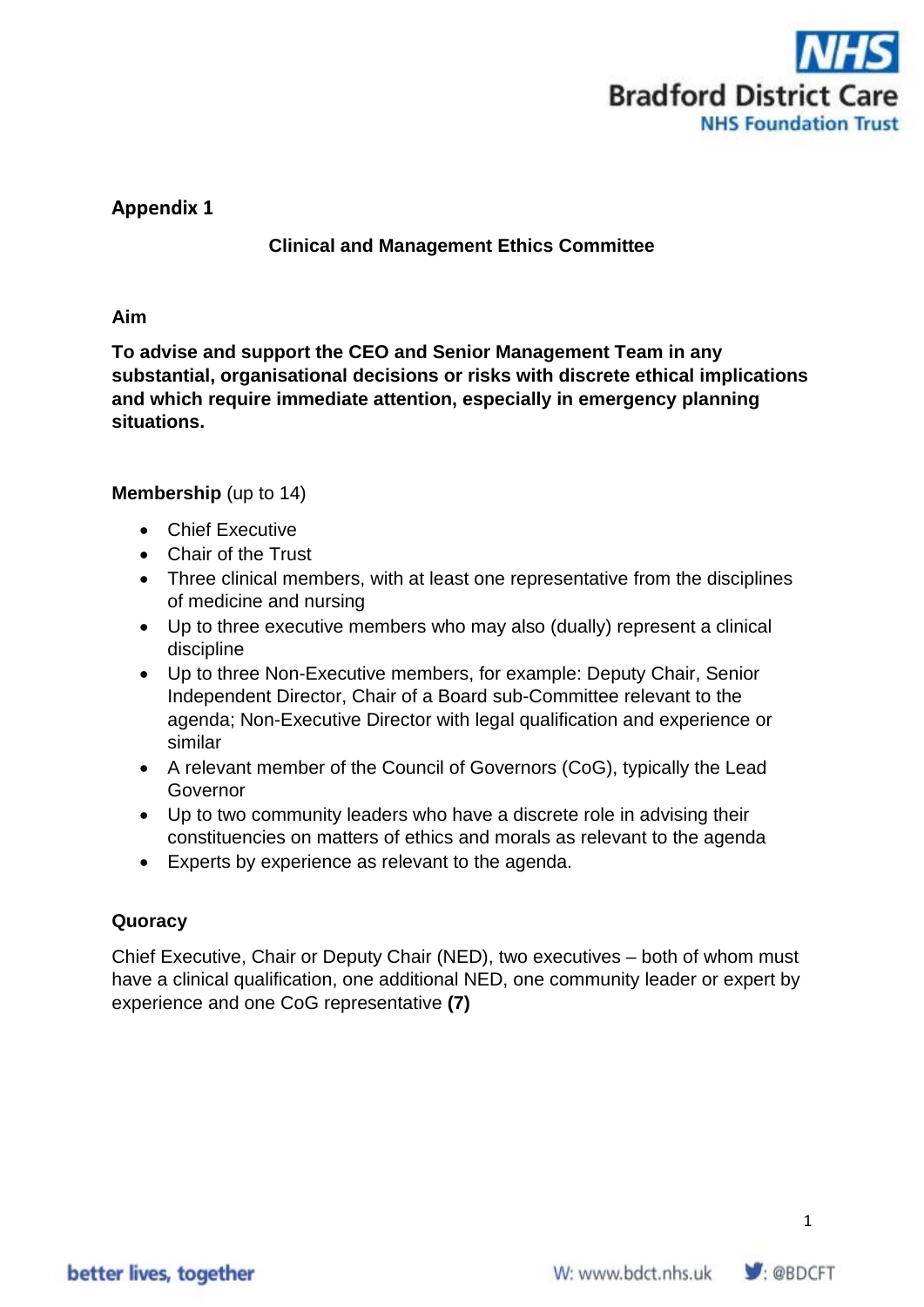**Appendix 1**

## Clinical and Management Ethics Committee

**Aim**

**To advise and support the CEO and Senior Management Team in any substantial, organisational decisions or risks with discrete ethical implications and which require immediate attention, especially in emergency planning situations.**

**Membership** (up to 14)

- Chief Executive
- Chair of the Trust
- Three clinical members, with at least one representative from the disciplines of medicine and nursing
- Up to three executive members who may also (dually) represent a clinical discipline
- Up to three Non-Executive members, for example: Deputy Chair, Senior Independent Director, Chair of a Board sub-Committee relevant to the agenda; Non-Executive Director with legal qualification and experience or similar
- A relevant member of the Council of Governors (CoG), typically the Lead Governor
- Up to two community leaders who have a discrete role in advising their constituencies on matters of ethics and morals as relevant to the agenda
- Experts by experience as relevant to the agenda.

**Quoracy**

Chief Executive, Chair or Deputy Chair (NED), two executives – both of whom must have a clinical qualification, one additional NED, one community leader or expert by experience and one CoG representative **(7)**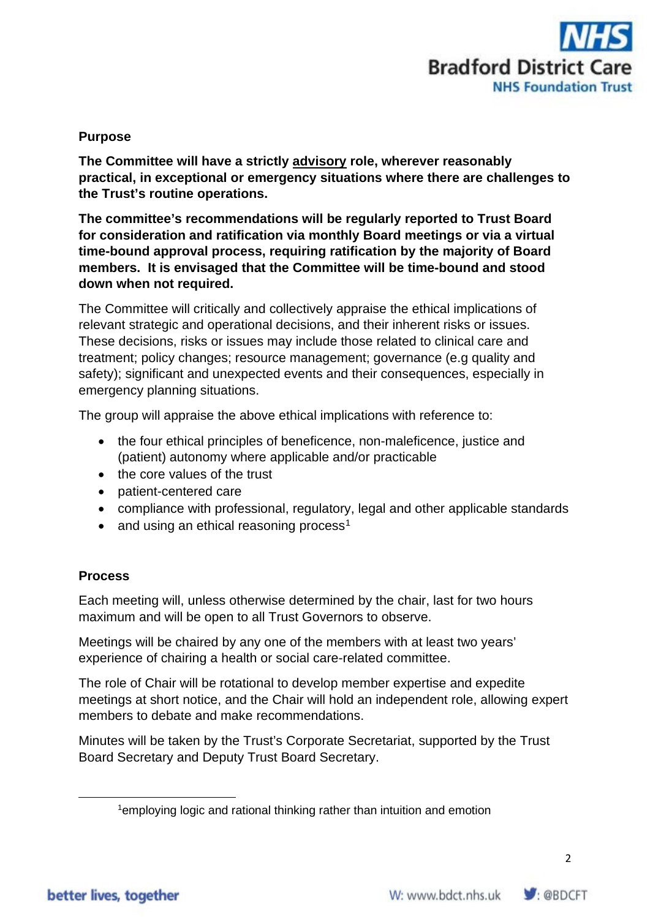## Purpose

**The Committee will have a strictly <u>advisory</u> role, wherever reasonably practical, in exceptional or emergency situations where there are challenges to the Trust's routine operations.**

**The committee's recommendations will be regularly reported to Trust Board for consideration and ratification via monthly Board meetings or via a virtual time-bound approval process, requiring ratification by the majority of Board members. It is envisaged that the Committee will be time-bound and stood down when not required.**

The Committee will critically and collectively appraise the ethical implications of relevant strategic and operational decisions, and their inherent risks or issues. These decisions, risks or issues may include those related to clinical care and treatment; policy changes; resource management; governance (e.g quality and safety); significant and unexpected events and their consequences, especially in emergency planning situations.

The group will appraise the above ethical implications with reference to:

- the four ethical principles of beneficence, non-maleficence, justice and (patient) autonomy where applicable and/or practicable
- the core values of the trust
- patient-centered care
- compliance with professional, regulatory, legal and other applicable standards
- and using an ethical reasoning process[1]

## Process

Each meeting will, unless otherwise determined by the chair, last for two hours maximum and will be open to all Trust Governors to observe.

Meetings will be chaired by any one of the members with at least two years' experience of chairing a health or social care-related committee.

The role of Chair will be rotational to develop member expertise and expedite meetings at short notice, and the Chair will hold an independent role, allowing expert members to debate and make recommendations.

Minutes will be taken by the Trust's Corporate Secretariat, supported by the Trust Board Secretary and Deputy Trust Board Secretary.

---

[1] employing logic and rational thinking rather than intuition and emotion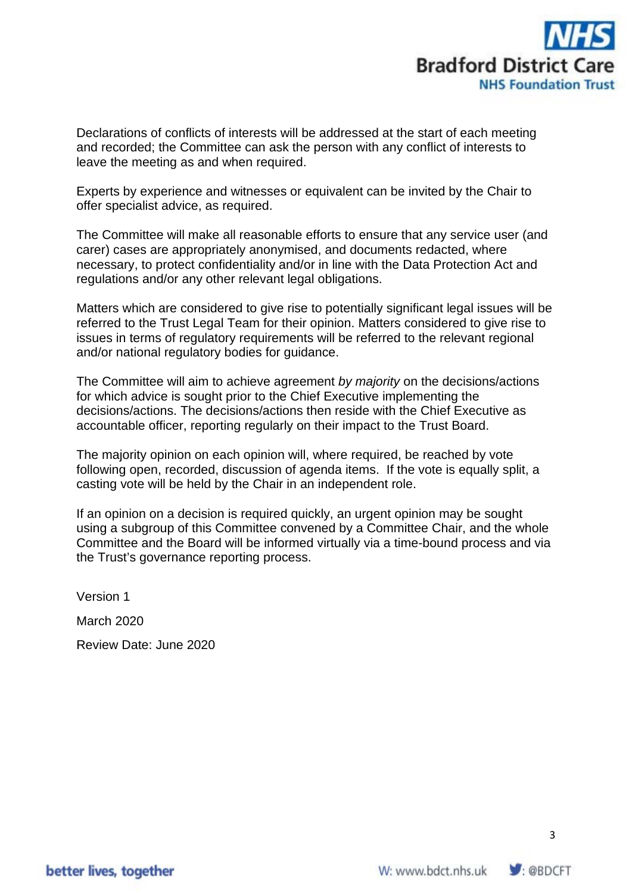Declarations of conflicts of interests will be addressed at the start of each meeting and recorded; the Committee can ask the person with any conflict of interests to leave the meeting as and when required.

Experts by experience and witnesses or equivalent can be invited by the Chair to offer specialist advice, as required.

The Committee will make all reasonable efforts to ensure that any service user (and carer) cases are appropriately anonymised, and documents redacted, where necessary, to protect confidentiality and/or in line with the Data Protection Act and regulations and/or any other relevant legal obligations.

Matters which are considered to give rise to potentially significant legal issues will be referred to the Trust Legal Team for their opinion. Matters considered to give rise to issues in terms of regulatory requirements will be referred to the relevant regional and/or national regulatory bodies for guidance.

The Committee will aim to achieve agreement *by majority* on the decisions/actions for which advice is sought prior to the Chief Executive implementing the decisions/actions. The decisions/actions then reside with the Chief Executive as accountable officer, reporting regularly on their impact to the Trust Board.

The majority opinion on each opinion will, where required, be reached by vote following open, recorded, discussion of agenda items. If the vote is equally split, a casting vote will be held by the Chair in an independent role.

If an opinion on a decision is required quickly, an urgent opinion may be sought using a subgroup of this Committee convened by a Committee Chair, and the whole Committee and the Board will be informed virtually via a time-bound process and via the Trust's governance reporting process.

Version 1

March 2020

Review Date: June 2020